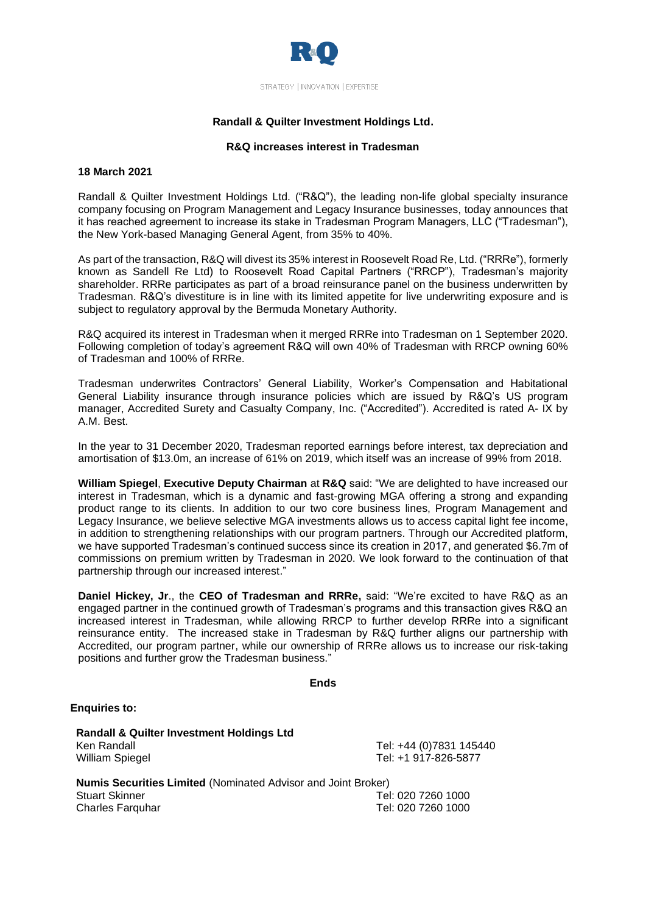R&Q

STRATEGY | INNOVATION | EXPERTISE

**Randall & Quilter Investment Holdings Ltd.**

**R&Q increases interest in Tradesman**

**18 March 2021**

Randall & Quilter Investment Holdings Ltd. ("R&Q"), the leading non-life global specialty insurance company focusing on Program Management and Legacy Insurance businesses, today announces that it has reached agreement to increase its stake in Tradesman Program Managers, LLC ("Tradesman"), the New York-based Managing General Agent, from 35% to 40%.

As part of the transaction, R&Q will divest its 35% interest in Roosevelt Road Re, Ltd. ("RRRe"), formerly known as Sandell Re Ltd) to Roosevelt Road Capital Partners ("RRCP"), Tradesman's majority shareholder. RRRe participates as part of a broad reinsurance panel on the business underwritten by Tradesman. R&Q's divestiture is in line with its limited appetite for live underwriting exposure and is subject to regulatory approval by the Bermuda Monetary Authority.

R&Q acquired its interest in Tradesman when it merged RRRe into Tradesman on 1 September 2020. Following completion of today's agreement R&Q will own 40% of Tradesman with RRCP owning 60% of Tradesman and 100% of RRRe.

Tradesman underwrites Contractors' General Liability, Worker's Compensation and Habitational General Liability insurance through insurance policies which are issued by R&Q's US program manager, Accredited Surety and Casualty Company, Inc. ("Accredited"). Accredited is rated A- IX by A.M. Best.

In the year to 31 December 2020, Tradesman reported earnings before interest, tax depreciation and amortisation of $13.0m, an increase of 61% on 2019, which itself was an increase of 99% from 2018.

**William Spiegel**, **Executive Deputy Chairman** at **R&Q** said: "We are delighted to have increased our interest in Tradesman, which is a dynamic and fast-growing MGA offering a strong and expanding product range to its clients. In addition to our two core business lines, Program Management and Legacy Insurance, we believe selective MGA investments allows us to access capital light fee income, in addition to strengthening relationships with our program partners. Through our Accredited platform, we have supported Tradesman's continued success since its creation in 2017, and generated $6.7m of commissions on premium written by Tradesman in 2020. We look forward to the continuation of that partnership through our increased interest."

**Daniel Hickey, Jr**., the **CEO of Tradesman and RRRe,** said: "We're excited to have R&Q as an engaged partner in the continued growth of Tradesman's programs and this transaction gives R&Q an increased interest in Tradesman, while allowing RRCP to further develop RRRe into a significant reinsurance entity. The increased stake in Tradesman by R&Q further aligns our partnership with Accredited, our program partner, while our ownership of RRRe allows us to increase our risk-taking positions and further grow the Tradesman business."

**Ends**

**Enquiries to:**

**Randall & Quilter Investment Holdings Ltd**

| | |
|---|---|
| Ken Randall | Tel: +44 (0)7831 145440 |
| William Spiegel | Tel: +1 917-826-5877 |

**Numis Securities Limited** (Nominated Advisor and Joint Broker)

| | |
|---|---|
| Stuart Skinner | Tel: 020 7260 1000 |
| Charles Farquhar | Tel: 020 7260 1000 |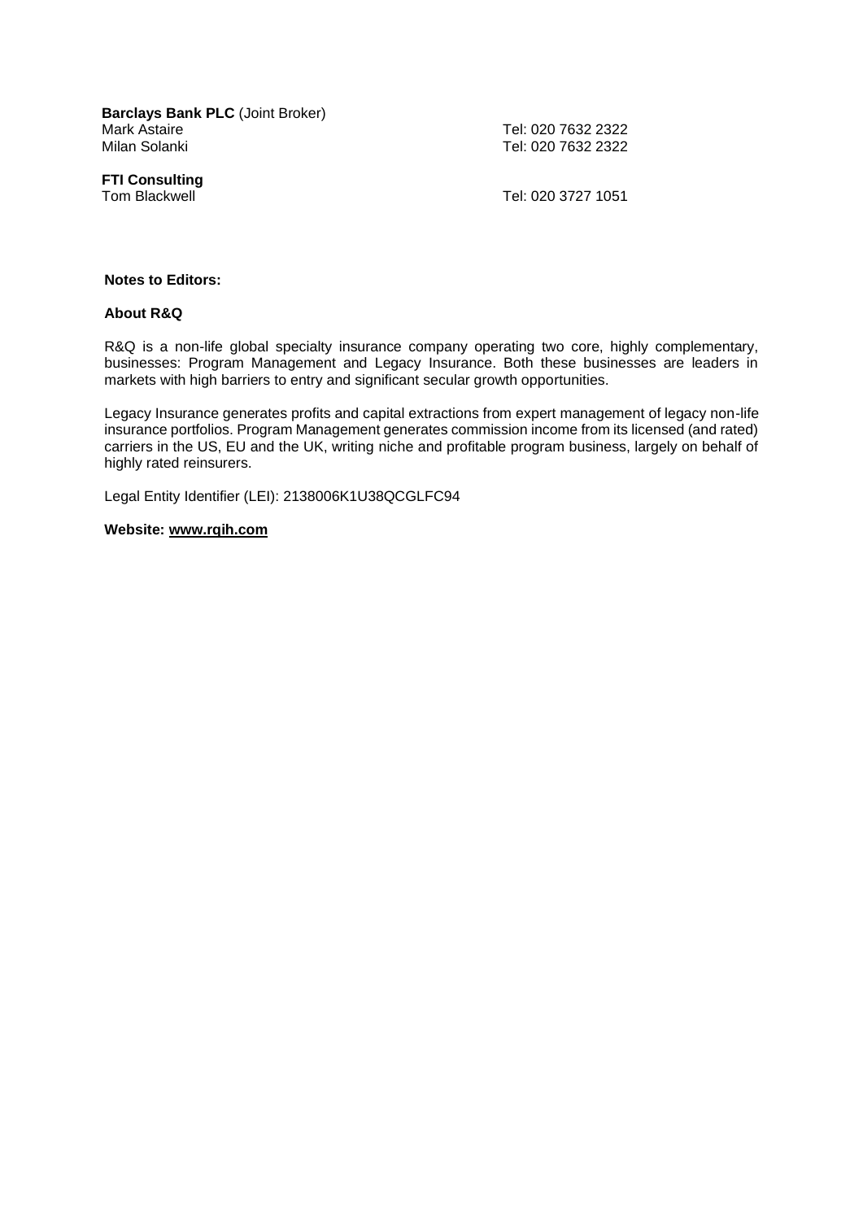**Barclays Bank PLC** (Joint Broker)

| | |
|---|---|
| Mark Astaire | Tel: 020 7632 2322 |
| Milan Solanki | Tel: 020 7632 2322 |

**FTI Consulting**

| | |
|---|---|
| Tom Blackwell | Tel: 020 3727 1051 |

**Notes to Editors:**

**About R&Q**

R&Q is a non-life global specialty insurance company operating two core, highly complementary, businesses: Program Management and Legacy Insurance. Both these businesses are leaders in markets with high barriers to entry and significant secular growth opportunities.

Legacy Insurance generates profits and capital extractions from expert management of legacy non-life insurance portfolios. Program Management generates commission income from its licensed (and rated) carriers in the US, EU and the UK, writing niche and profitable program business, largely on behalf of highly rated reinsurers.

Legal Entity Identifier (LEI): 2138006K1U38QCGLFC94

**Website: www.rqih.com**